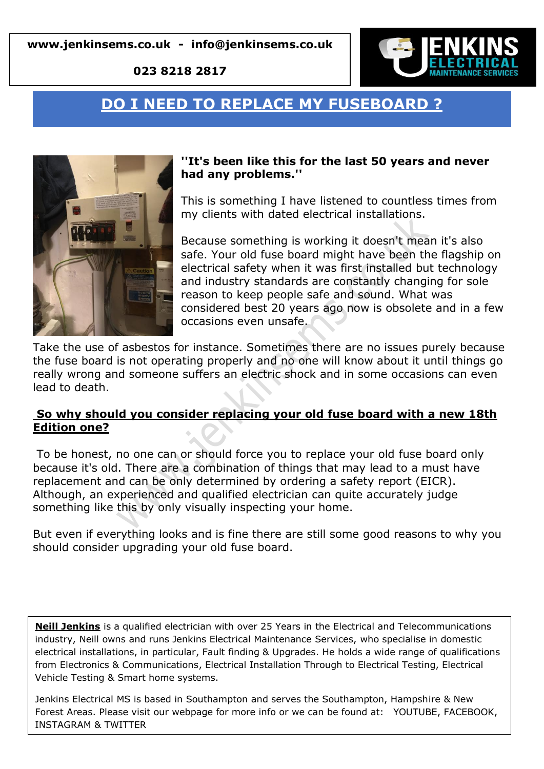**www.jenkinsems.co.uk - info@jenkinsems.co.uk**

**023 8218 2817**

# DO I NEED TO REPLACE MY FUSEBOARD ?

**''It's been like this for the last 50 years and never had any problems.''**

This is something I have listened to countless times from my clients with dated electrical installations.

Because something is working it doesn't mean it's also safe. Your old fuse board might have been the flagship on electrical safety when it was first installed but technology and industry standards are constantly changing for sole reason to keep people safe and sound. What was considered best 20 years ago now is obsolete and in a few occasions even unsafe.

Take the use of asbestos for instance. Sometimes there are no issues purely because the fuse board is not operating properly and no one will know about it until things go really wrong and someone suffers an electric shock and in some occasions can even lead to death.

## So why should you consider replacing your old fuse board with a new 18th Edition one?

To be honest, no one can or should force you to replace your old fuse board only because it's old. There are a combination of things that may lead to a must have replacement and can be only determined by ordering a safety report (EICR). Although, an experienced and qualified electrician can quite accurately judge something like this by only visually inspecting your home.

But even if everything looks and is fine there are still some good reasons to why you should consider upgrading your old fuse board.

---

**Neill Jenkins** is a qualified electrician with over 25 Years in the Electrical and Telecommunications industry, Neill owns and runs Jenkins Electrical Maintenance Services, who specialise in domestic electrical installations, in particular, Fault finding & Upgrades. He holds a wide range of qualifications from Electronics & Communications, Electrical Installation Through to Electrical Testing, Electrical Vehicle Testing & Smart home systems.

Jenkins Electrical MS is based in Southampton and serves the Southampton, Hampshire & New Forest Areas. Please visit our webpage for more info or we can be found at: YOUTUBE, FACEBOOK, INSTAGRAM & TWITTER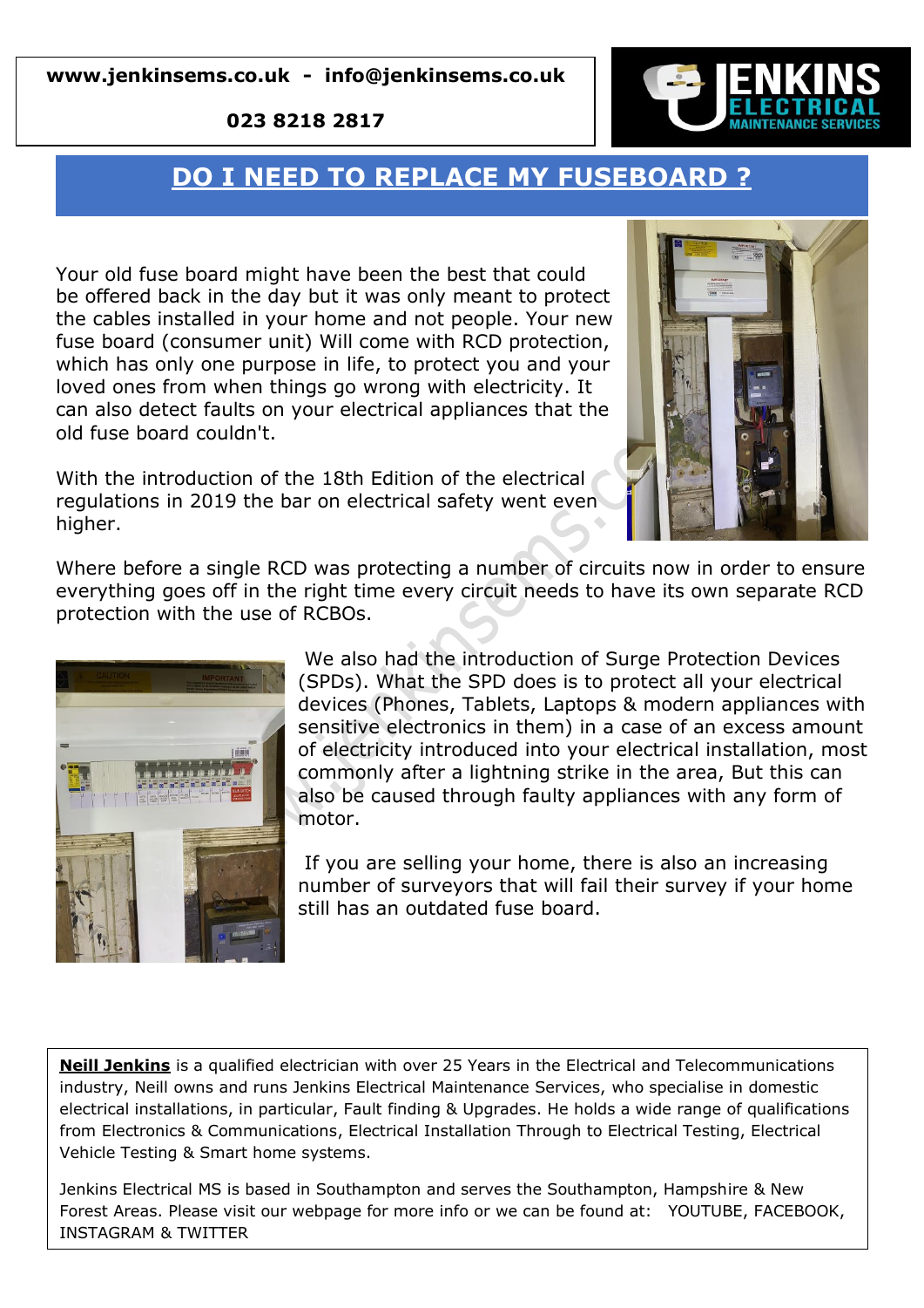**www.jenkinsems.co.uk - info@jenkinsems.co.uk**

**023 8218 2817**

# DO I NEED TO REPLACE MY FUSEBOARD ?

Your old fuse board might have been the best that could be offered back in the day but it was only meant to protect the cables installed in your home and not people. Your new fuse board (consumer unit) Will come with RCD protection, which has only one purpose in life, to protect you and your loved ones from when things go wrong with electricity. It can also detect faults on your electrical appliances that the old fuse board couldn't.

With the introduction of the 18th Edition of the electrical regulations in 2019 the bar on electrical safety went even higher.

Where before a single RCD was protecting a number of circuits now in order to ensure everything goes off in the right time every circuit needs to have its own separate RCD protection with the use of RCBOs.

We also had the introduction of Surge Protection Devices (SPDs). What the SPD does is to protect all your electrical devices (Phones, Tablets, Laptops & modern appliances with sensitive electronics in them) in a case of an excess amount of electricity introduced into your electrical installation, most commonly after a lightning strike in the area, But this can also be caused through faulty appliances with any form of motor.

If you are selling your home, there is also an increasing number of surveyors that will fail their survey if your home still has an outdated fuse board.

**Neill Jenkins** is a qualified electrician with over 25 Years in the Electrical and Telecommunications industry, Neill owns and runs Jenkins Electrical Maintenance Services, who specialise in domestic electrical installations, in particular, Fault finding & Upgrades. He holds a wide range of qualifications from Electronics & Communications, Electrical Installation Through to Electrical Testing, Electrical Vehicle Testing & Smart home systems.

Jenkins Electrical MS is based in Southampton and serves the Southampton, Hampshire & New Forest Areas. Please visit our webpage for more info or we can be found at: YOUTUBE, FACEBOOK, INSTAGRAM & TWITTER